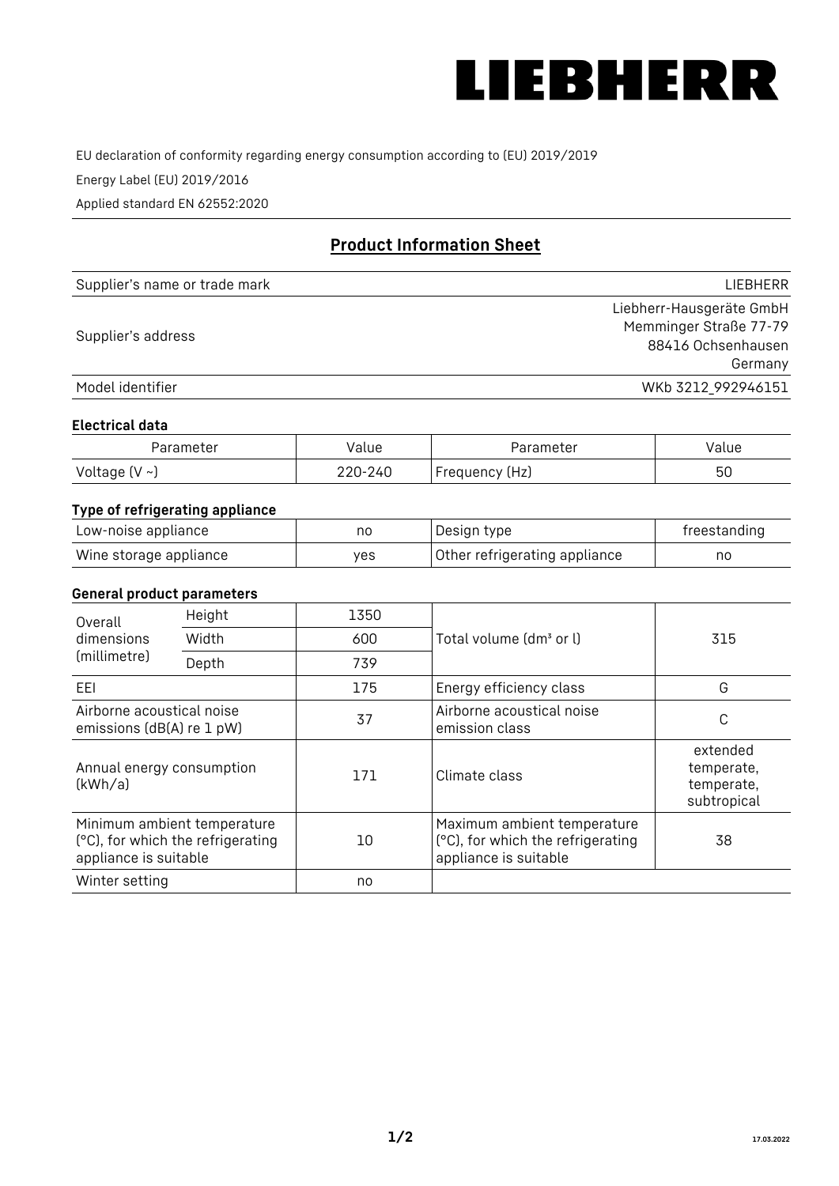# LIEBHERR

EU declaration of conformity regarding energy consumption according to (EU) 2019/2019

Energy Label (EU) 2019/2016

Applied standard EN 62552:2020

## Product Information Sheet

| | |
|---|---|
| Supplier's name or trade mark | LIEBHERR |
| Supplier's address | Liebherr-Hausgeräte GmbH<br>Memminger Straße 77-79<br>88416 Ochsenhausen<br>Germany |
| Model identifier | WKb 3212_992946151 |

### Electrical data

| Parameter | Value | Parameter | Value |
|---|---|---|---|
| Voltage (V ~) | 220-240 | Frequency (Hz) | 50 |

### Type of refrigerating appliance

| | | | |
|---|---|---|---|
| Low-noise appliance | no | Design type | freestanding |
| Wine storage appliance | yes | Other refrigerating appliance | no |

### General product parameters

| | | | | |
|---|---|---|---|---|
| Overall dimensions (millimetre) | Height | 1350 | Total volume (dm³ or l) | 315 |
| | Width | 600 | | |
| | Depth | 739 | | |
| EEI | | 175 | Energy efficiency class | G |
| Airborne acoustical noise emissions (dB(A) re 1 pW) | | 37 | Airborne acoustical noise emission class | C |
| Annual energy consumption (kWh/a) | | 171 | Climate class | extended temperate, temperate, subtropical |
| Minimum ambient temperature (°C), for which the refrigerating appliance is suitable | | 10 | Maximum ambient temperature (°C), for which the refrigerating appliance is suitable | 38 |
| Winter setting | | no | | |

17.03.2022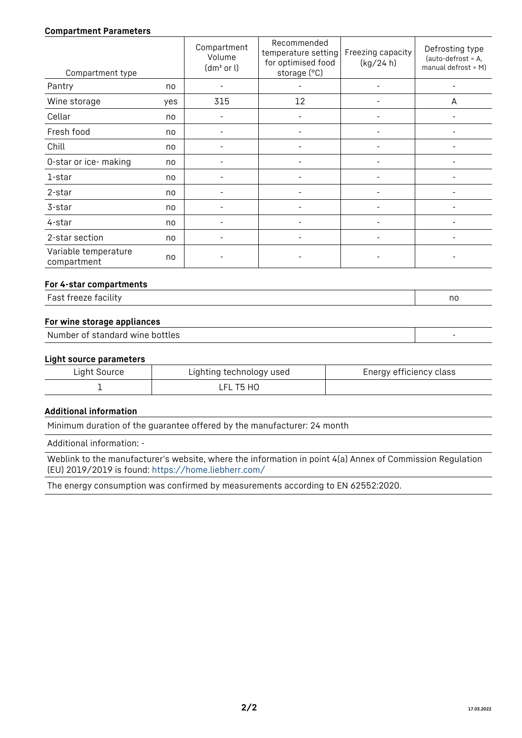**Compartment Parameters**

| Compartment type | | Compartment Volume (dm³ or l) | Recommended temperature setting for optimised food storage (°C) | Freezing capacity (kg/24 h) | Defrosting type (auto-defrost = A, manual defrost = M) |
|---|---|---|---|---|---|
| Pantry | no | - | - | - | - |
| Wine storage | yes | 315 | 12 | - | A |
| Cellar | no | - | - | - | - |
| Fresh food | no | - | - | - | - |
| Chill | no | - | - | - | - |
| 0-star or ice- making | no | - | - | - | - |
| 1-star | no | - | - | - | - |
| 2-star | no | - | - | - | - |
| 3-star | no | - | - | - | - |
| 4-star | no | - | - | - | - |
| 2-star section | no | - | - | - | - |
| Variable temperature compartment | no | - | - | - | - |

**For 4-star compartments**

| | |
|---|---|
| Fast freeze facility | no |

**For wine storage appliances**

| | |
|---|---|
| Number of standard wine bottles | - |

**Light source parameters**

| Light Source | Lighting technology used | Energy efficiency class |
|---|---|---|
| 1 | LFL T5 HO | |

**Additional information**

Minimum duration of the guarantee offered by the manufacturer: 24 month

Additional information: -

Weblink to the manufacturer's website, where the information in point 4(a) Annex of Commission Regulation (EU) 2019/2019 is found: https://home.liebherr.com/

The energy consumption was confirmed by measurements according to EN 62552:2020.

17.03.2022